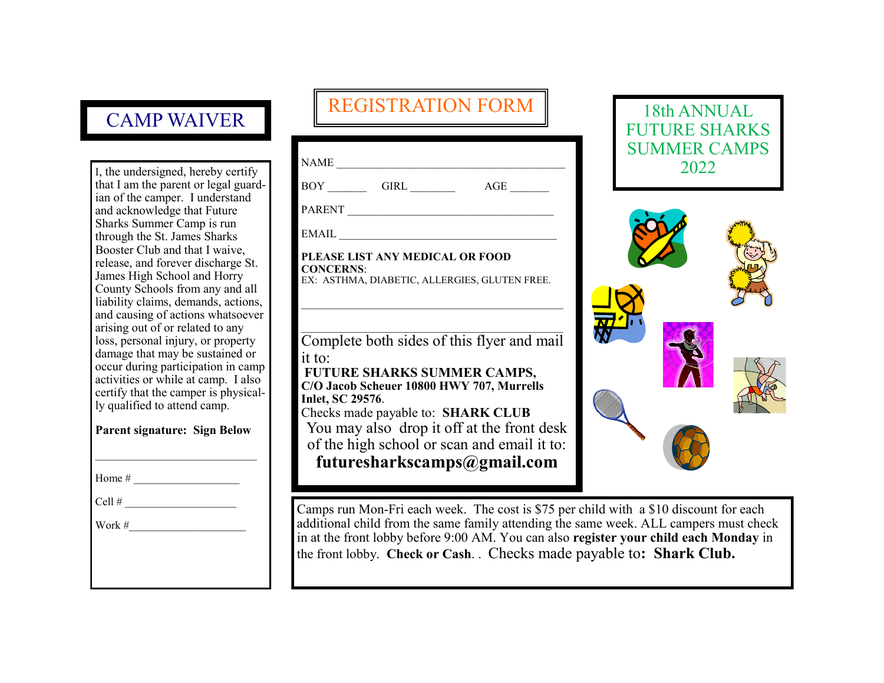## CAMP WAIVER

I, the undersigned, hereby certify that I am the parent or legal guardian of the camper. I understand and acknowledge that Future Sharks Summer Camp is run through the St. James Sharks Booster Club and that I waive, release, and forever discharge St. James High School and Horry County Schools from any and all liability claims, demands, actions, and causing of actions whatsoever arising out of or related to any loss, personal injury, or property damage that may be sustained or occur during participation in camp activities or while at camp. I also certify that the camper is physically qualified to attend camp.

**Parent signature: Sign Below**

______________________________

Home # ___________________

Cell # _____________________

Work #______________________

## REGISTRATION FORM

NAME _________________________________________

BOY _______ GIRL ________ AGE _______

PARENT _______________________________________

EMAIL _________________________________________

**PLEASE LIST ANY MEDICAL OR FOOD CONCERNS**:
EX: ASTHMA, DIABETIC, ALLERGIES, GLUTEN FREE.

_______________________________________________

_______________________________________________

Complete both sides of this flyer and mail it to:
**FUTURE SHARKS SUMMER CAMPS, C/O Jacob Scheuer 10800 HWY 707, Murrells Inlet, SC 29576**.
Checks made payable to: **SHARK CLUB**
You may also drop it off at the front desk of the high school or scan and email it to:
**futuresharkscamps@gmail.com**

## 18th ANNUAL FUTURE SHARKS SUMMER CAMPS 2022

Camps run Mon-Fri each week. The cost is $75 per child with a $10 discount for each additional child from the same family attending the same week. ALL campers must check in at the front lobby before 9:00 AM. You can also **register your child each Monday** in the front lobby. **Check or Cash**. . Checks made payable to**: Shark Club.**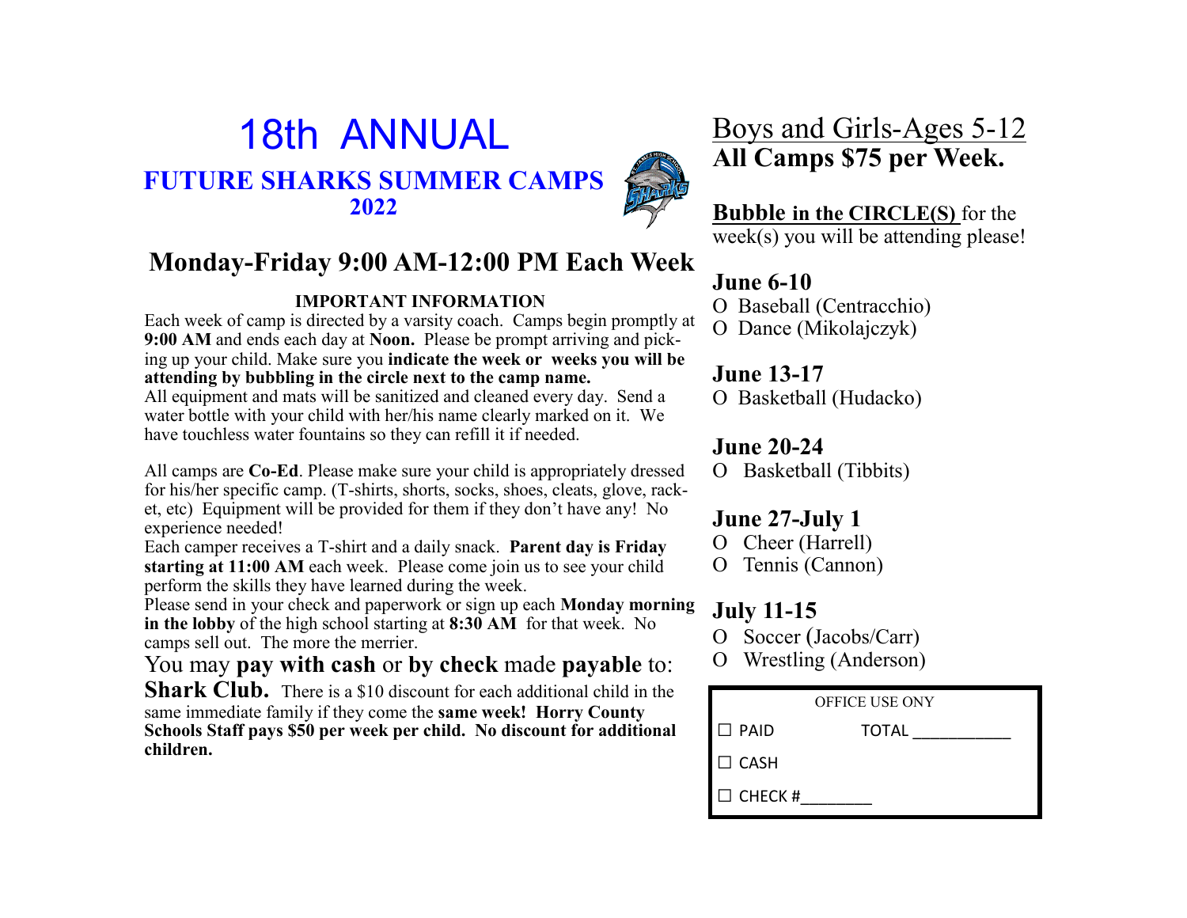# 18th ANNUAL

## FUTURE SHARKS SUMMER CAMPS 2022

## Monday-Friday 9:00 AM-12:00 PM Each Week

**IMPORTANT INFORMATION**

Each week of camp is directed by a varsity coach. Camps begin promptly at **9:00 AM** and ends each day at **Noon.** Please be prompt arriving and picking up your child. Make sure you **indicate the week or weeks you will be attending by bubbling in the circle next to the camp name.**
All equipment and mats will be sanitized and cleaned every day. Send a water bottle with your child with her/his name clearly marked on it. We have touchless water fountains so they can refill it if needed.

All camps are **Co-Ed**. Please make sure your child is appropriately dressed for his/her specific camp. (T-shirts, shorts, socks, shoes, cleats, glove, racket, etc) Equipment will be provided for them if they don't have any! No experience needed!
Each camper receives a T-shirt and a daily snack. **Parent day is Friday starting at 11:00 AM** each week. Please come join us to see your child perform the skills they have learned during the week.
Please send in your check and paperwork or sign up each **Monday morning in the lobby** of the high school starting at **8:30 AM** for that week. No camps sell out. The more the merrier.

You may **pay with cash** or **by check** made **payable** to: **Shark Club.** There is a $10 discount for each additional child in the same immediate family if they come the **same week! Horry County Schools Staff pays $50 per week per child. No discount for additional children.**

Boys and Girls-Ages 5-12

**All Camps $75 per Week.**

**Bubble in the CIRCLE(S)** for the week(s) you will be attending please!

**June 6-10**

O Baseball (Centracchio)
O Dance (Mikolajczyk)

**June 13-17**

O Basketball (Hudacko)

**June 20-24**

O Basketball (Tibbits)

**June 27-July 1**

O Cheer (Harrell)
O Tennis (Cannon)

**July 11-15**

O Soccer (Jacobs/Carr)
O Wrestling (Anderson)

OFFICE USE ONY

☐ PAID TOTAL ___________

☐ CASH

☐ CHECK #________